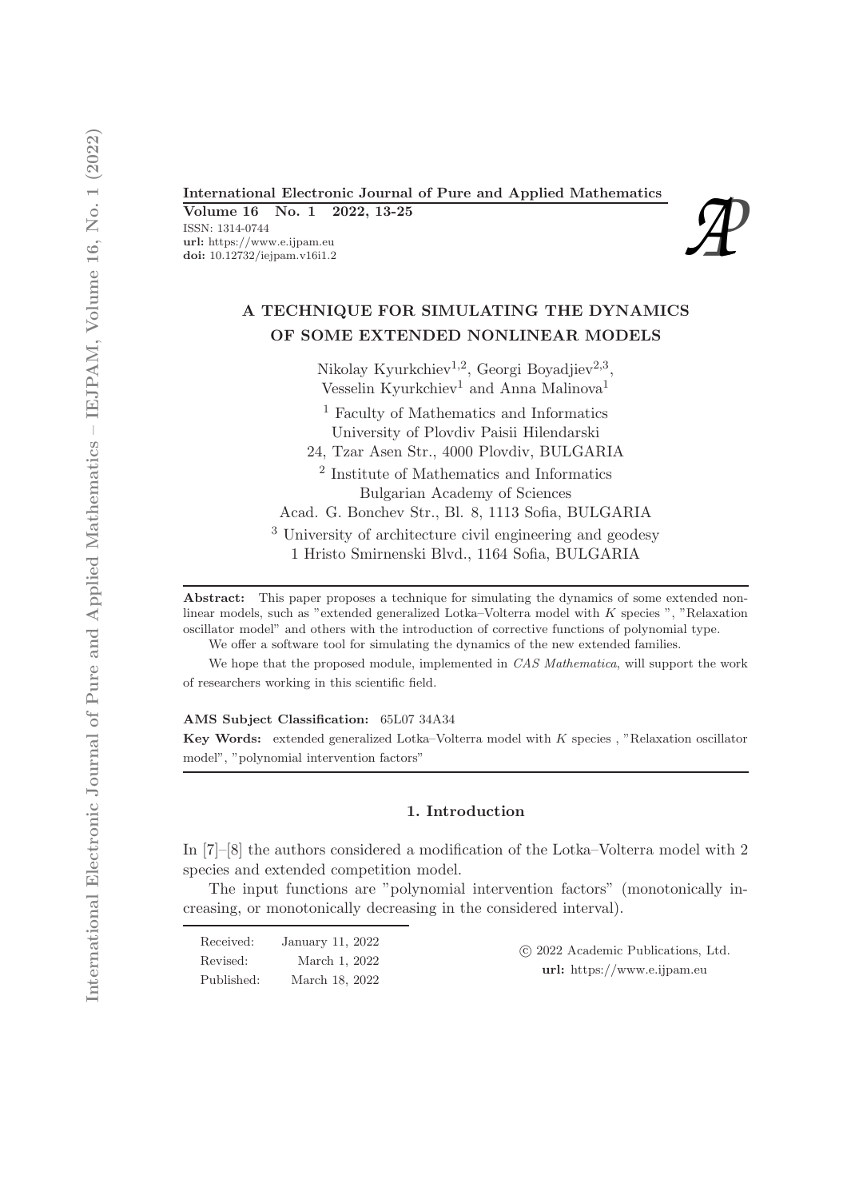International Electronic Journal of Pure and Applied Mathematics

**Volume 16 No. 1 2022, 13-25**

ISSN: 1314-0744

**url:** https://www.e.ijpam.eu

**doi:** 10.12732/iejpam.v16i1.2

# A TECHNIQUE FOR SIMULATING THE DYNAMICS OF SOME EXTENDED NONLINEAR MODELS

Nikolay Kyurkchiev[1,2], Georgi Boyadjiev[2,3], Vesselin Kyurkchiev[1] and Anna Malinova[1]

[1] Faculty of Mathematics and Informatics
University of Plovdiv Paisii Hilendarski
24, Tzar Asen Str., 4000 Plovdiv, BULGARIA

[2] Institute of Mathematics and Informatics
Bulgarian Academy of Sciences
Acad. G. Bonchev Str., Bl. 8, 1113 Sofia, BULGARIA

[3] University of architecture civil engineering and geodesy
1 Hristo Smirnenski Blvd., 1164 Sofia, BULGARIA

**Abstract:** This paper proposes a technique for simulating the dynamics of some extended nonlinear models, such as "extended generalized Lotka–Volterra model with $K$ species ", "Relaxation oscillator model" and others with the introduction of corrective functions of polynomial type.

We offer a software tool for simulating the dynamics of the new extended families.

We hope that the proposed module, implemented in *CAS Mathematica*, will support the work of researchers working in this scientific field.

**AMS Subject Classification:** 65L07 34A34

**Key Words:** extended generalized Lotka–Volterra model with $K$ species , "Relaxation oscillator model", "polynomial intervention factors"

## 1. Introduction

In [7]–[8] the authors considered a modification of the Lotka–Volterra model with 2 species and extended competition model.

The input functions are "polynomial intervention factors" (monotonically increasing, or monotonically decreasing in the considered interval).

| | |
|---|---|
| Received: | January 11, 2022 |
| Revised: | March 1, 2022 |
| Published: | March 18, 2022 |

© 2022 Academic Publications, Ltd.
**url:** https://www.e.ijpam.eu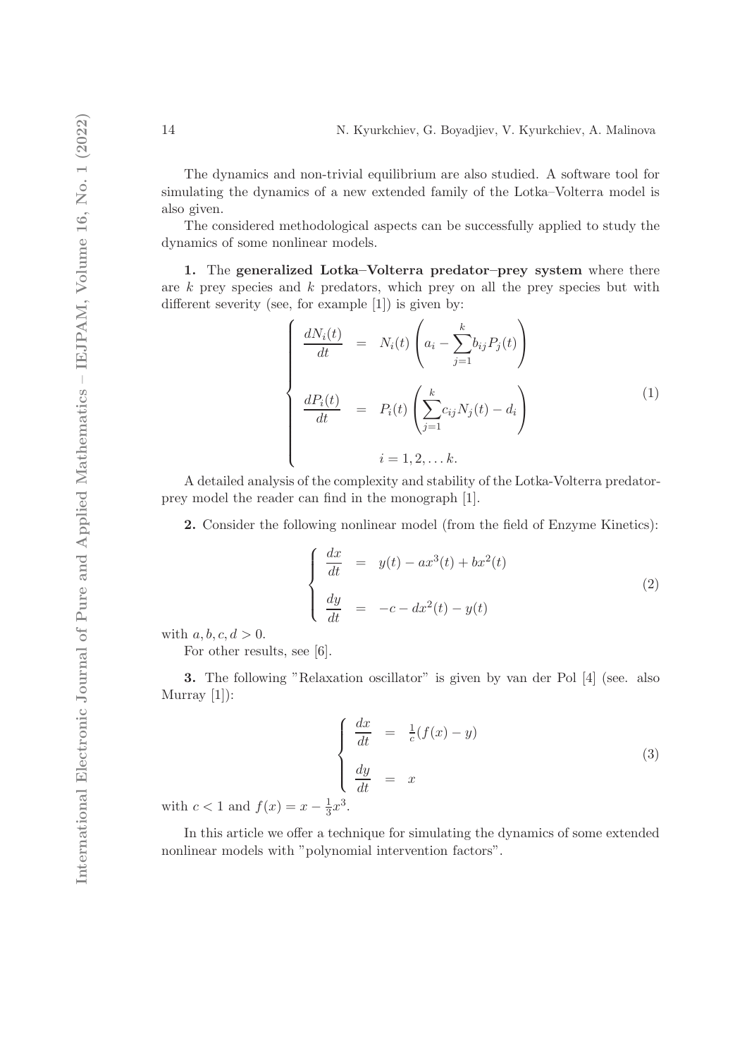The dynamics and non-trivial equilibrium are also studied. A software tool for simulating the dynamics of a new extended family of the Lotka–Volterra model is also given.

The considered methodological aspects can be successfully applied to study the dynamics of some nonlinear models.

**1.** The **generalized Lotka–Volterra predator–prey system** where there are $k$ prey species and $k$ predators, which prey on all the prey species but with different severity (see, for example [1]) is given by:

$$\begin{cases} \dfrac{dN_i(t)}{dt} &= N_i(t)\left(a_i - \displaystyle\sum_{j=1}^{k} b_{ij}P_j(t)\right) \\ \dfrac{dP_i(t)}{dt} &= P_i(t)\left(\displaystyle\sum_{j=1}^{k} c_{ij}N_j(t) - d_i\right) \\ & i = 1, 2, \dots k. \end{cases} \tag{1}$$

A detailed analysis of the complexity and stability of the Lotka-Volterra predator-prey model the reader can find in the monograph [1].

**2.** Consider the following nonlinear model (from the field of Enzyme Kinetics):

$$\begin{cases} \dfrac{dx}{dt} &= y(t) - ax^3(t) + bx^2(t) \\ \dfrac{dy}{dt} &= -c - dx^2(t) - y(t) \end{cases} \tag{2}$$

with $a, b, c, d > 0$.

For other results, see [6].

**3.** The following "Relaxation oscillator" is given by van der Pol [4] (see. also Murray [1]):

$$\begin{cases} \dfrac{dx}{dt} &= \frac{1}{c}(f(x) - y) \\ \dfrac{dy}{dt} &= x \end{cases} \tag{3}$$

with $c < 1$ and $f(x) = x - \frac{1}{3}x^3$.

In this article we offer a technique for simulating the dynamics of some extended nonlinear models with "polynomial intervention factors".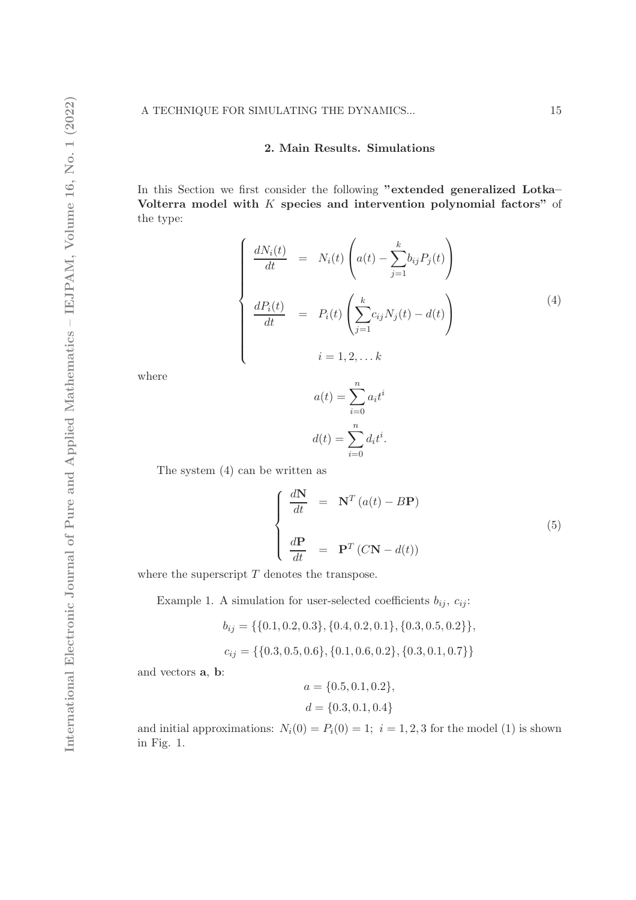## 2. Main Results. Simulations

In this Section we first consider the following **"extended generalized Lotka–Volterra model with $K$ species and intervention polynomial factors"** of the type:

$$
\begin{cases}
\dfrac{dN_i(t)}{dt} = N_i(t)\left(a(t) - \displaystyle\sum_{j=1}^{k} b_{ij}P_j(t)\right) \\
\dfrac{dP_i(t)}{dt} = P_i(t)\left(\displaystyle\sum_{j=1}^{k} c_{ij}N_j(t) - d(t)\right) \\
\qquad i = 1, 2, \ldots k
\end{cases}
\tag{4}
$$

where

$$
a(t) = \sum_{i=0}^{n} a_i t^i
$$

$$
d(t) = \sum_{i=0}^{n} d_i t^i.
$$

The system (4) can be written as

$$
\begin{cases}
\dfrac{d\mathbf{N}}{dt} = \mathbf{N}^T\left(a(t) - B\mathbf{P}\right) \\
\dfrac{d\mathbf{P}}{dt} = \mathbf{P}^T\left(C\mathbf{N} - d(t)\right)
\end{cases}
\tag{5}
$$

where the superscript $T$ denotes the transpose.

Example 1. A simulation for user-selected coefficients $b_{ij}$, $c_{ij}$:

$$
b_{ij} = \{\{0.1, 0.2, 0.3\}, \{0.4, 0.2, 0.1\}, \{0.3, 0.5, 0.2\}\},
$$

$$
c_{ij} = \{\{0.3, 0.5, 0.6\}, \{0.1, 0.6, 0.2\}, \{0.3, 0.1, 0.7\}\}
$$

and vectors $\mathbf{a}$, $\mathbf{b}$:

$$
a = \{0.5, 0.1, 0.2\},
$$

$$
d = \{0.3, 0.1, 0.4\}
$$

and initial approximations: $N_i(0) = P_i(0) = 1;\ i = 1, 2, 3$ for the model (1) is shown in Fig. 1.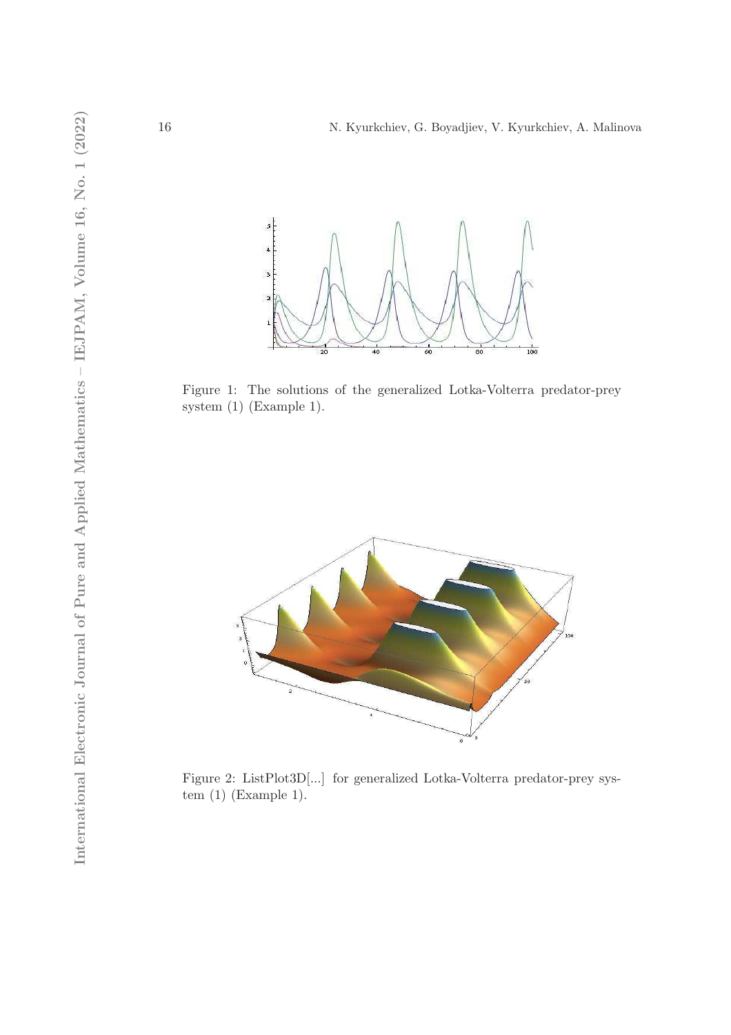Figure 1: The solutions of the generalized Lotka-Volterra predator-prey system (1) (Example 1).

Figure 2: ListPlot3D[...] for generalized Lotka-Volterra predator-prey system (1) (Example 1).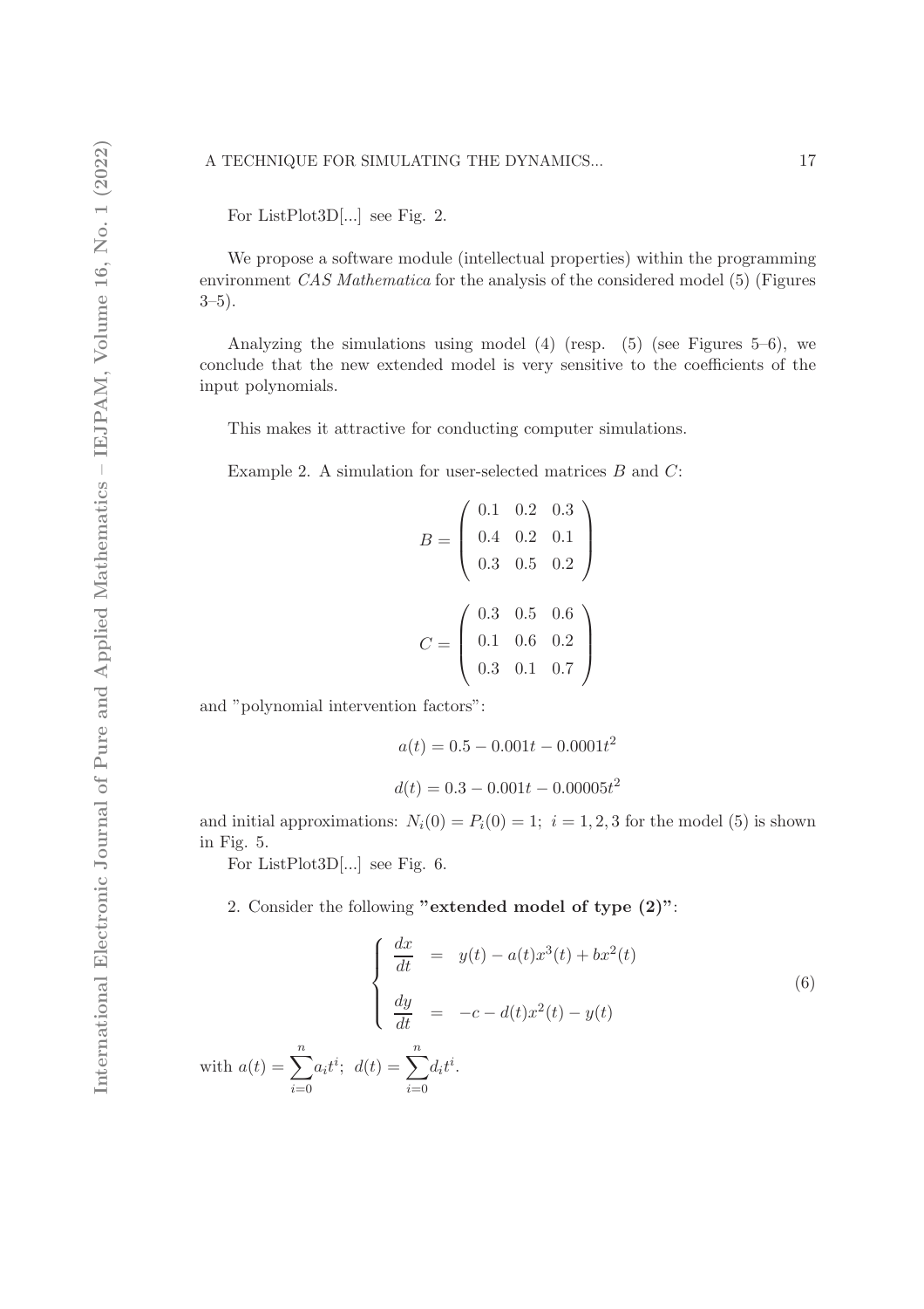For ListPlot3D[...] see Fig. 2.

We propose a software module (intellectual properties) within the programming environment *CAS Mathematica* for the analysis of the considered model (5) (Figures 3–5).

Analyzing the simulations using model (4) (resp. (5) (see Figures 5–6), we conclude that the new extended model is very sensitive to the coefficients of the input polynomials.

This makes it attractive for conducting computer simulations.

Example 2. A simulation for user-selected matrices $B$ and $C$:

$$B = \begin{pmatrix} 0.1 & 0.2 & 0.3 \\ 0.4 & 0.2 & 0.1 \\ 0.3 & 0.5 & 0.2 \end{pmatrix}$$

$$C = \begin{pmatrix} 0.3 & 0.5 & 0.6 \\ 0.1 & 0.6 & 0.2 \\ 0.3 & 0.1 & 0.7 \end{pmatrix}$$

and "polynomial intervention factors":

$$a(t) = 0.5 - 0.001t - 0.0001t^2$$

$$d(t) = 0.3 - 0.001t - 0.00005t^2$$

and initial approximations: $N_i(0) = P_i(0) = 1;\ i = 1, 2, 3$ for the model (5) is shown in Fig. 5.

For ListPlot3D[...] see Fig. 6.

2. Consider the following **"extended model of type (2)"**:

$$\left\{ \begin{array}{rcl} \dfrac{dx}{dt} & = & y(t) - a(t)x^3(t) + bx^2(t) \\[2ex] \dfrac{dy}{dt} & = & -c - d(t)x^2(t) - y(t) \end{array} \right. \tag{6}$$

with $a(t) = \sum_{i=0}^{n} a_i t^i;\ d(t) = \sum_{i=0}^{n} d_i t^i$.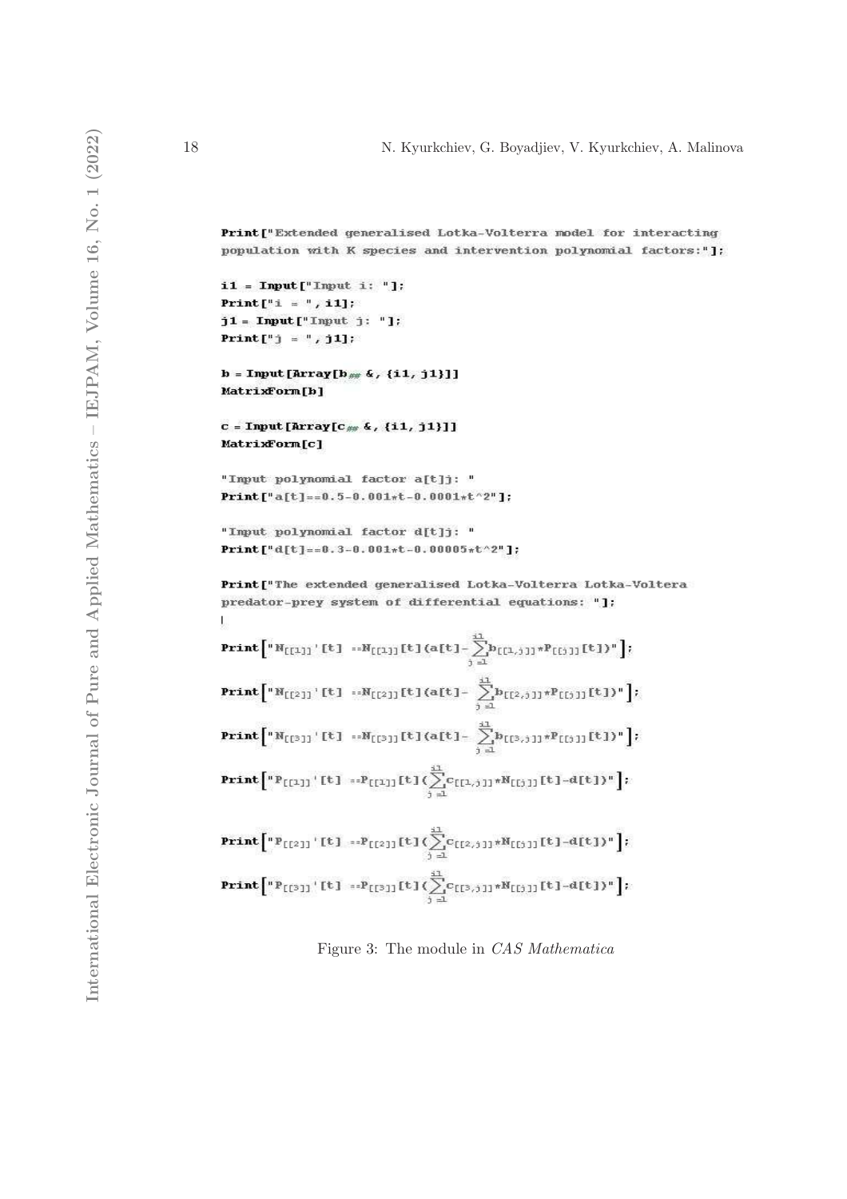```
Print["Extended generalised Lotka-Volterra model for interacting
population with K species and intervention polynomial factors:"];

i1 = Input["Input i: "];
Print["i = ", i1];
j1 = Input["Input j: "];
Print["j = ", j1];

b = Input[Array[b## &, {i1, j1}]]
MatrixForm[b]

c = Input[Array[c## &, {i1, j1}]]
MatrixForm[c]

"Input polynomial factor a[t]j: "
Print["a[t]==0.5-0.001*t-0.0001*t^2"];

"Input polynomial factor d[t]j: "
Print["d[t]==0.3-0.001*t-0.00005*t^2"];

Print["The extended generalised Lotka-Volterra Lotka-Voltera
predator-prey system of differential equations: "];

Print["N[[1]]'[t] ==N[[1]][t](a[t]- Sum_{j=1}^{i1} b[[1,j]]*P[[j]][t])"];

Print["N[[2]]'[t] ==N[[2]][t](a[t]- Sum_{j=1}^{i1} b[[2,j]]*P[[j]][t])"];

Print["N[[3]]'[t] ==N[[3]][t](a[t]- Sum_{j=1}^{i1} b[[3,j]]*P[[j]][t])"];

Print["P[[1]]'[t] ==P[[1]][t](Sum_{j=1}^{i1} c[[1,j]]*N[[j]][t]-d[t])"];

Print["P[[2]]'[t] ==P[[2]][t](Sum_{j=1}^{i1} c[[2,j]]*N[[j]][t]-d[t])"];

Print["P[[3]]'[t] ==P[[3]][t](Sum_{j=1}^{i1} c[[3,j]]*N[[j]][t]-d[t])"];
```

Figure 3: The module in *CAS Mathematica*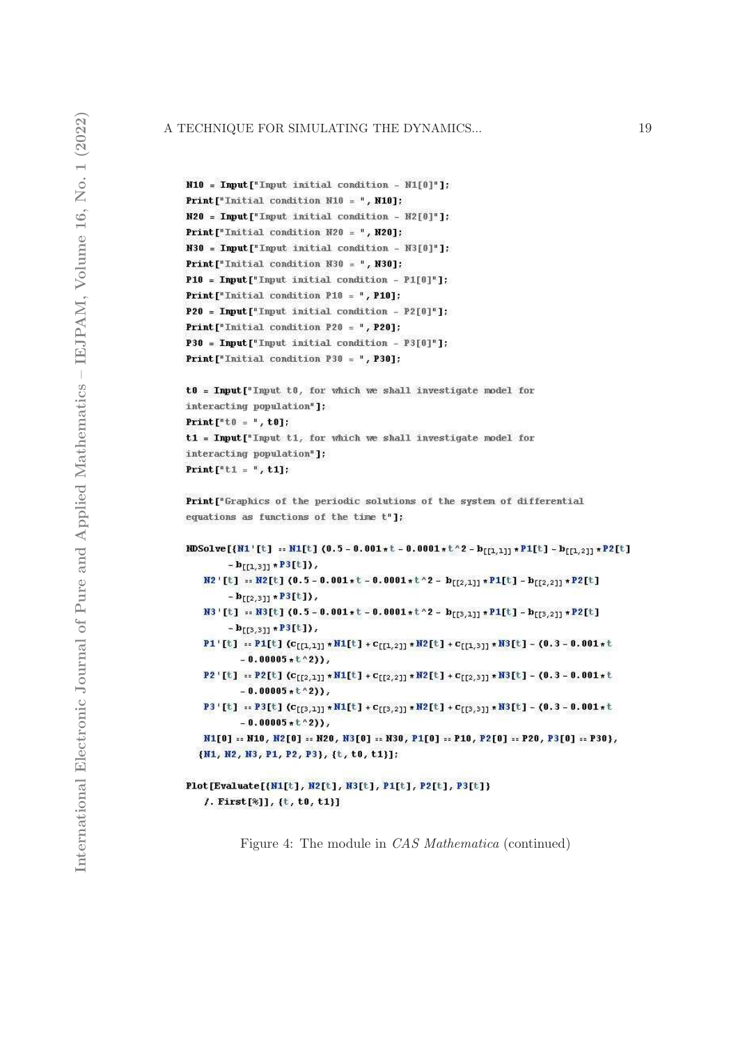```
N10 = Input["Input initial condition - N1[0]"];
Print["Initial condition N10 = ", N10];
N20 = Input["Input initial condition - N2[0]"];
Print["Initial condition N20 = ", N20];
N30 = Input["Input initial condition - N3[0]"];
Print["Initial condition N30 = ", N30];
P10 = Input["Input initial condition - P1[0]"];
Print["Initial condition P10 = ", P10];
P20 = Input["Input initial condition - P2[0]"];
Print["Initial condition P20 = ", P20];
P30 = Input["Input initial condition - P3[0]"];
Print["Initial condition P30 = ", P30];

t0 = Input["Input t0, for which we shall investigate model for
interacting population"];
Print["t0 = ", t0];
t1 = Input["Input t1, for which we shall investigate model for
interacting population"];
Print["t1 = ", t1];

Print["Graphics of the periodic solutions of the system of differential
equations as functions of the time t"];

NDSolve[{N1'[t] == N1[t] (0.5 - 0.001 * t - 0.0001 * t^2 - b[[1,1]] * P1[t] - b[[1,2]] * P2[t]
      - b[[1,3]] * P3[t]),
   N2'[t] == N2[t] (0.5 - 0.001 * t - 0.0001 * t^2 - b[[2,1]] * P1[t] - b[[2,2]] * P2[t]
      - b[[2,3]] * P3[t]),
   N3'[t] == N3[t] (0.5 - 0.001 * t - 0.0001 * t^2 - b[[3,1]] * P1[t] - b[[3,2]] * P2[t]
      - b[[3,3]] * P3[t]),
   P1'[t] == P1[t] (c[[1,1]] * N1[t] + c[[1,2]] * N2[t] + c[[1,3]] * N3[t] - (0.3 - 0.001 * t
       - 0.00005 * t^2)),
   P2'[t] == P2[t] (c[[2,1]] * N1[t] + c[[2,2]] * N2[t] + c[[2,3]] * N3[t] - (0.3 - 0.001 * t
       - 0.00005 * t^2)),
   P3'[t] == P3[t] (c[[3,1]] * N1[t] + c[[3,2]] * N2[t] + c[[3,3]] * N3[t] - (0.3 - 0.001 * t
       - 0.00005 * t^2)),
   N1[0] == N10, N2[0] == N20, N3[0] == N30, P1[0] == P10, P2[0] == P20, P3[0] == P30},
  {N1, N2, N3, P1, P2, P3}, {t, t0, t1}];

Plot[Evaluate[{N1[t], N2[t], N3[t], P1[t], P2[t], P3[t]}
   /. First[%]], {t, t0, t1}]
```

Figure 4: The module in *CAS Mathematica* (continued)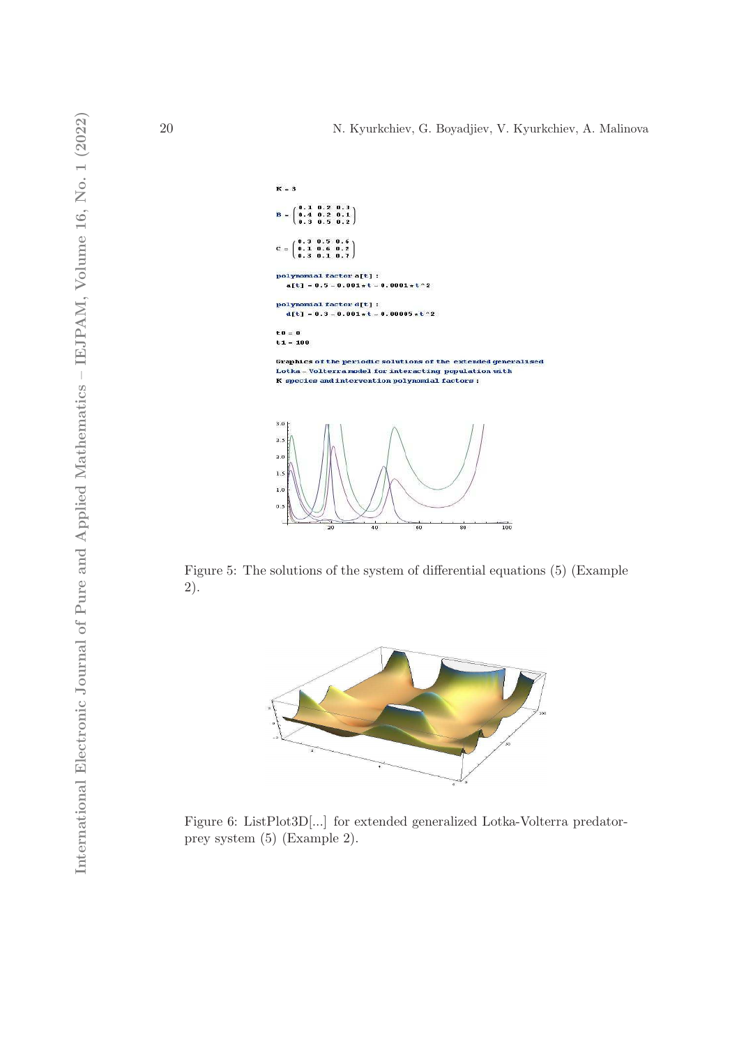K = 3

$$B = \begin{pmatrix} 0.1 & 0.2 & 0.3 \\ 0.4 & 0.2 & 0.1 \\ 0.3 & 0.5 & 0.2 \end{pmatrix}$$

$$C = \begin{pmatrix} 0.3 & 0.5 & 0.6 \\ 0.1 & 0.6 & 0.2 \\ 0.3 & 0.1 & 0.7 \end{pmatrix}$$

polynomial factor a[t] :
a[t] = 0.5 - 0.001*t - 0.0001*t^2

polynomial factor d[t] :
d[t] = 0.3 - 0.001*t - 0.00005*t^2

t0 = 0
t1 = 100

Graphics of the periodic solutions of the extended generalised Lotka - Volterra model for interacting population with K species and intervention polynomial factors :

Figure 5: The solutions of the system of differential equations (5) (Example 2).

Figure 6: ListPlot3D[...] for extended generalized Lotka-Volterra predator-prey system (5) (Example 2).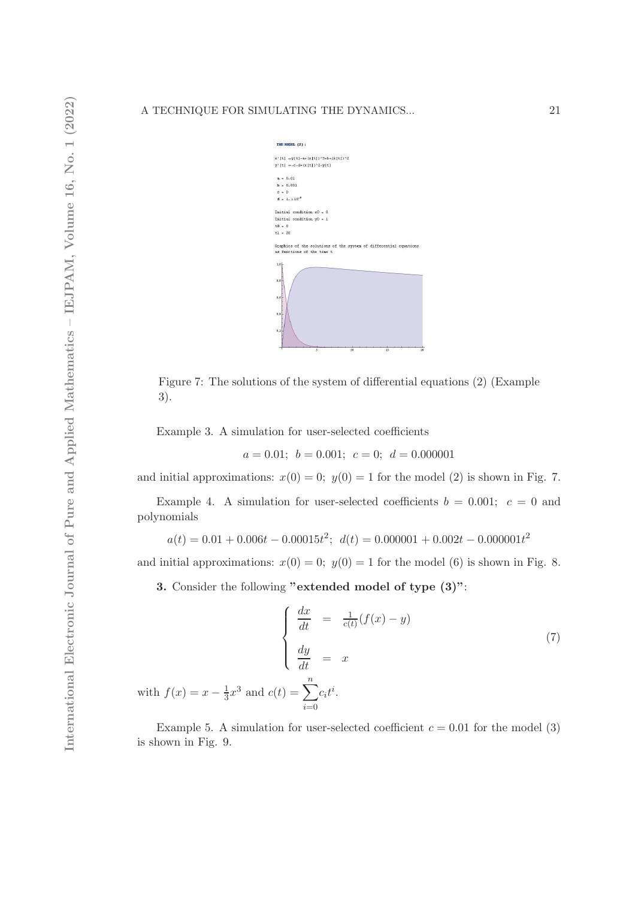Figure 7: The solutions of the system of differential equations (2) (Example 3).

Example 3. A simulation for user-selected coefficients

$$a = 0.01;\ b = 0.001;\ c = 0;\ d = 0.000001$$

and initial approximations: $x(0) = 0;\ y(0) = 1$ for the model (2) is shown in Fig. 7.

Example 4. A simulation for user-selected coefficients $b = 0.001;\ c = 0$ and polynomials

$$a(t) = 0.01 + 0.006t - 0.00015t^2;\ d(t) = 0.000001 + 0.002t - 0.000001t^2$$

and initial approximations: $x(0) = 0;\ y(0) = 1$ for the model (6) is shown in Fig. 8.

**3.** Consider the following **"extended model of type (3)"**:

$$\begin{cases} \dfrac{dx}{dt} &= \frac{1}{c(t)}(f(x) - y) \\ \\ \dfrac{dy}{dt} &= x \end{cases} \tag{7}$$

with $f(x) = x - \frac{1}{3}x^3$ and $c(t) = \sum_{i=0}^{n} c_i t^i$.

Example 5. A simulation for user-selected coefficient $c = 0.01$ for the model (3) is shown in Fig. 9.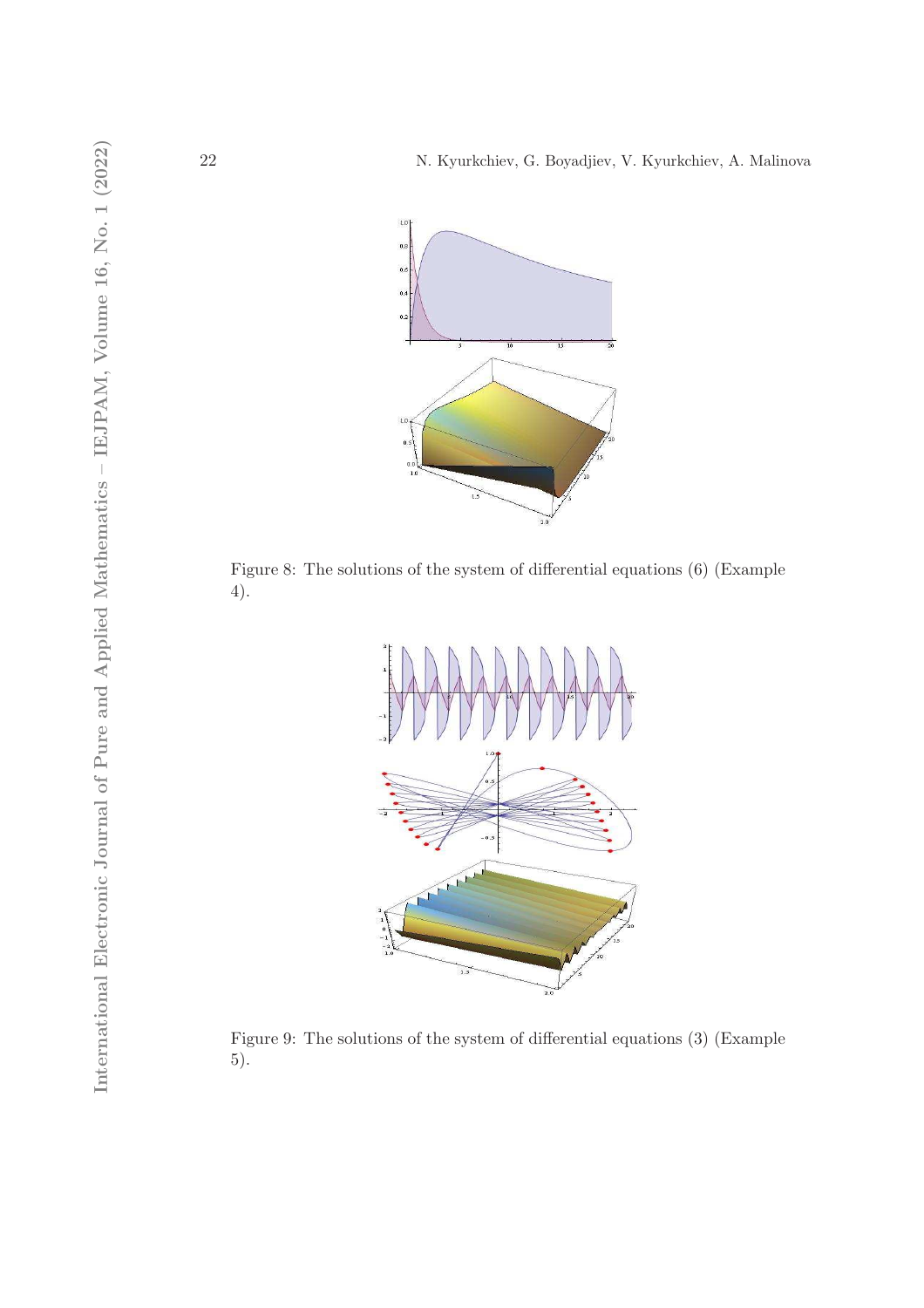Figure 8: The solutions of the system of differential equations (6) (Example 4).

Figure 9: The solutions of the system of differential equations (3) (Example 5).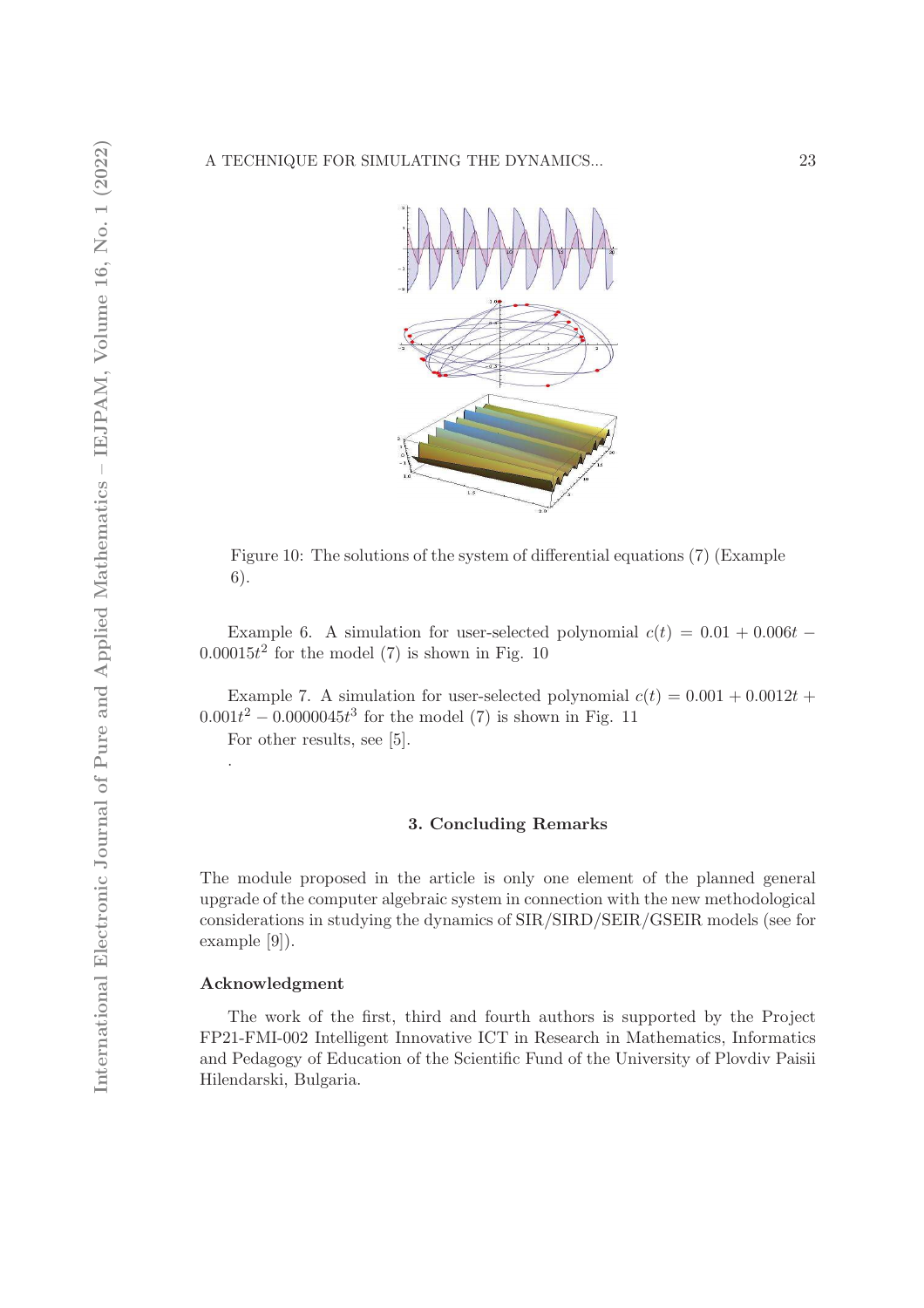Figure 10: The solutions of the system of differential equations (7) (Example 6).

Example 6. A simulation for user-selected polynomial $c(t) = 0.01 + 0.006t - 0.00015t^2$ for the model (7) is shown in Fig. 10

Example 7. A simulation for user-selected polynomial $c(t) = 0.001 + 0.0012t + 0.001t^2 - 0.0000045t^3$ for the model (7) is shown in Fig. 11

For other results, see [5].

.

## 3. Concluding Remarks

The module proposed in the article is only one element of the planned general upgrade of the computer algebraic system in connection with the new methodological considerations in studying the dynamics of SIR/SIRD/SEIR/GSEIR models (see for example [9]).

### Acknowledgment

The work of the first, third and fourth authors is supported by the Project FP21-FMI-002 Intelligent Innovative ICT in Research in Mathematics, Informatics and Pedagogy of Education of the Scientific Fund of the University of Plovdiv Paisii Hilendarski, Bulgaria.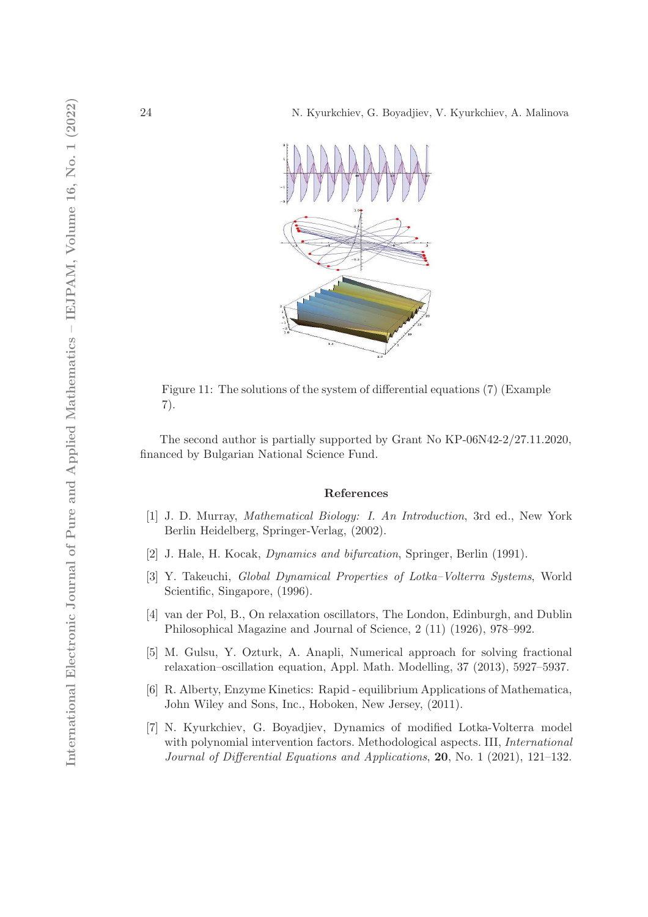Figure 11: The solutions of the system of differential equations (7) (Example 7).

The second author is partially supported by Grant No KP-06N42-2/27.11.2020, financed by Bulgarian National Science Fund.

## References

[1] J. D. Murray, *Mathematical Biology: I. An Introduction*, 3rd ed., New York Berlin Heidelberg, Springer-Verlag, (2002).

[2] J. Hale, H. Kocak, *Dynamics and bifurcation*, Springer, Berlin (1991).

[3] Y. Takeuchi, *Global Dynamical Properties of Lotka–Volterra Systems*, World Scientific, Singapore, (1996).

[4] van der Pol, B., On relaxation oscillators, The London, Edinburgh, and Dublin Philosophical Magazine and Journal of Science, 2 (11) (1926), 978–992.

[5] M. Gulsu, Y. Ozturk, A. Anapli, Numerical approach for solving fractional relaxation–oscillation equation, Appl. Math. Modelling, 37 (2013), 5927–5937.

[6] R. Alberty, Enzyme Kinetics: Rapid - equilibrium Applications of Mathematica, John Wiley and Sons, Inc., Hoboken, New Jersey, (2011).

[7] N. Kyurkchiev, G. Boyadjiev, Dynamics of modified Lotka-Volterra model with polynomial intervention factors. Methodological aspects. III, *International Journal of Differential Equations and Applications*, **20**, No. 1 (2021), 121–132.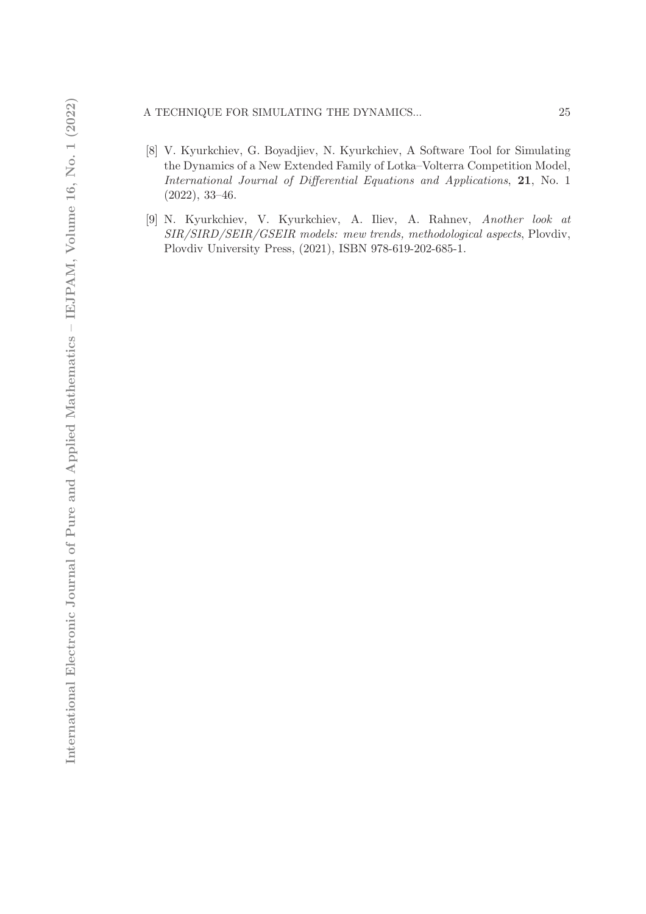[8] V. Kyurkchiev, G. Boyadjiev, N. Kyurkchiev, A Software Tool for Simulating the Dynamics of a New Extended Family of Lotka–Volterra Competition Model, *International Journal of Differential Equations and Applications*, **21**, No. 1 (2022), 33–46.

[9] N. Kyurkchiev, V. Kyurkchiev, A. Iliev, A. Rahnev, *Another look at SIR/SIRD/SEIR/GSEIR models: mew trends, methodological aspects*, Plovdiv, Plovdiv University Press, (2021), ISBN 978-619-202-685-1.